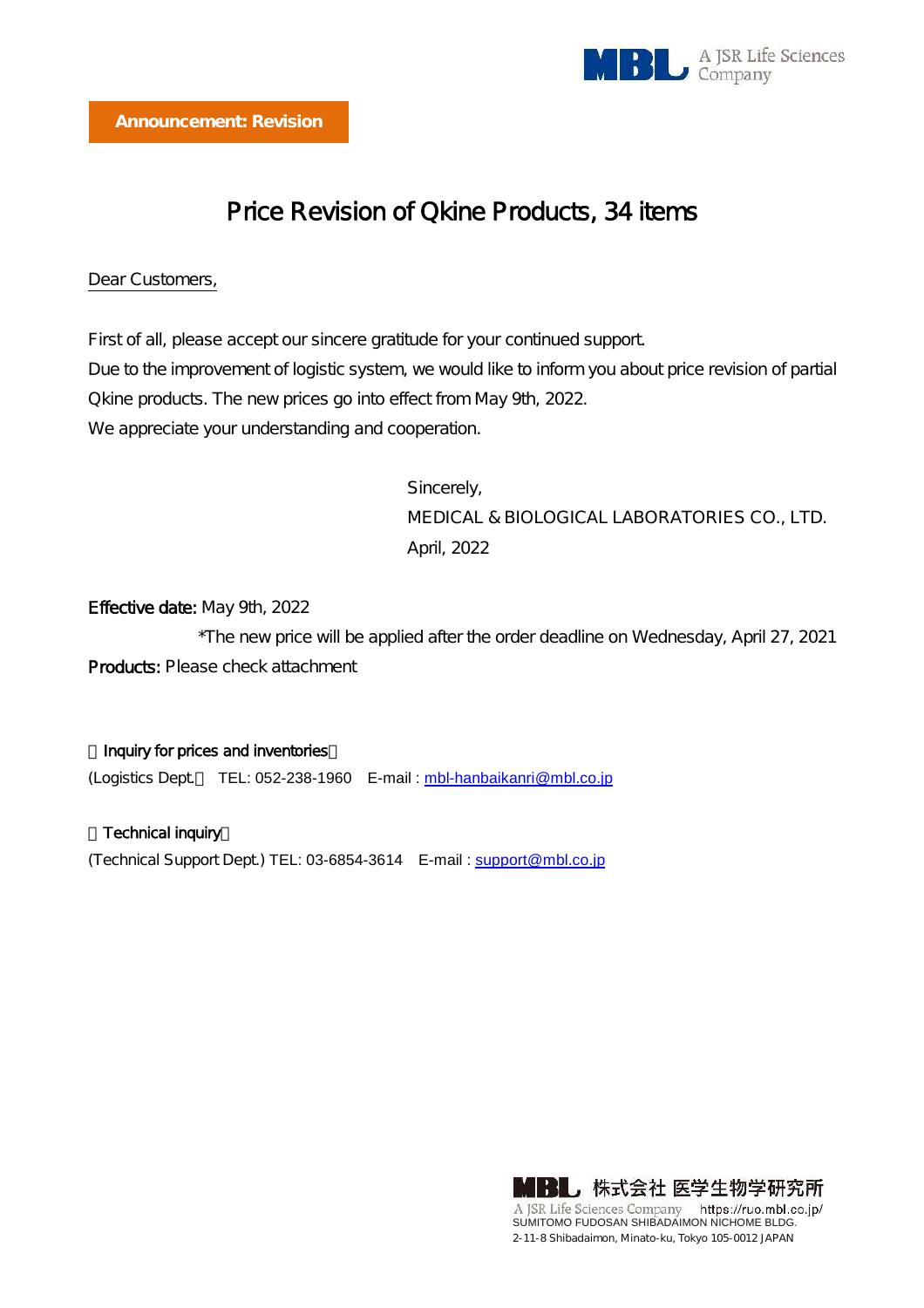**Announcement: Revision**

# Price Revision of Qkine Products, 34 items

Dear Customers,

First of all, please accept our sincere gratitude for your continued support.
Due to the improvement of logistic system, we would like to inform you about price revision of partial Qkine products. The new prices go into effect from May 9th, 2022.
We appreciate your understanding and cooperation.

Sincerely,
MEDICAL & BIOLOGICAL LABORATORIES CO., LTD.
April, 2022

**Effective date:** May 9th, 2022
*The new price will be applied after the order deadline on Wednesday, April 27, 2021

**Products:** Please check attachment

【Inquiry for prices and inventories】
(Logistics Dept.) TEL: 052-238-1960 E-mail : mbl-hanbaikanri@mbl.co.jp

【Technical inquiry】
(Technical Support Dept.) TEL: 03-6854-3614 E-mail : support@mbl.co.jp

株式会社 医学生物学研究所
A JSR Life Sciences Company https://ruo.mbl.co.jp/
SUMITOMO FUDOSAN SHIBADAIMON NICHOME BLDG.
2-11-8 Shibadaimon, Minato-ku, Tokyo 105-0012 JAPAN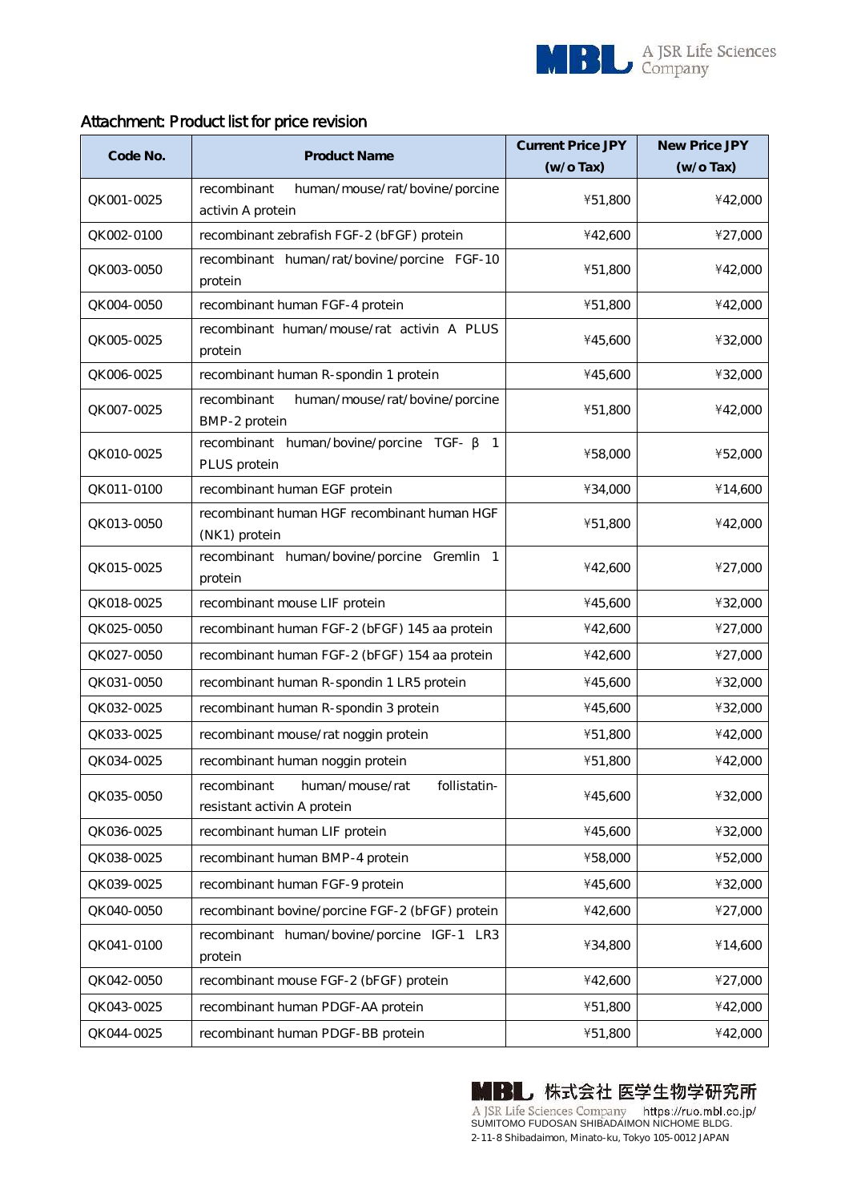## Attachment: Product list for price revision

| Code No. | Product Name | Current Price JPY (w/o Tax) | New Price JPY (w/o Tax) |
|---|---|---|---|
| QK001-0025 | recombinant human/mouse/rat/bovine/porcine activin A protein | ¥51,800 | ¥42,000 |
| QK002-0100 | recombinant zebrafish FGF-2 (bFGF) protein | ¥42,600 | ¥27,000 |
| QK003-0050 | recombinant human/rat/bovine/porcine FGF-10 protein | ¥51,800 | ¥42,000 |
| QK004-0050 | recombinant human FGF-4 protein | ¥51,800 | ¥42,000 |
| QK005-0025 | recombinant human/mouse/rat activin A PLUS protein | ¥45,600 | ¥32,000 |
| QK006-0025 | recombinant human R-spondin 1 protein | ¥45,600 | ¥32,000 |
| QK007-0025 | recombinant human/mouse/rat/bovine/porcine BMP-2 protein | ¥51,800 | ¥42,000 |
| QK010-0025 | recombinant human/bovine/porcine TGF-β 1 PLUS protein | ¥58,000 | ¥52,000 |
| QK011-0100 | recombinant human EGF protein | ¥34,000 | ¥14,600 |
| QK013-0050 | recombinant human HGF recombinant human HGF (NK1) protein | ¥51,800 | ¥42,000 |
| QK015-0025 | recombinant human/bovine/porcine Gremlin 1 protein | ¥42,600 | ¥27,000 |
| QK018-0025 | recombinant mouse LIF protein | ¥45,600 | ¥32,000 |
| QK025-0050 | recombinant human FGF-2 (bFGF) 145 aa protein | ¥42,600 | ¥27,000 |
| QK027-0050 | recombinant human FGF-2 (bFGF) 154 aa protein | ¥42,600 | ¥27,000 |
| QK031-0050 | recombinant human R-spondin 1 LR5 protein | ¥45,600 | ¥32,000 |
| QK032-0025 | recombinant human R-spondin 3 protein | ¥45,600 | ¥32,000 |
| QK033-0025 | recombinant mouse/rat noggin protein | ¥51,800 | ¥42,000 |
| QK034-0025 | recombinant human noggin protein | ¥51,800 | ¥42,000 |
| QK035-0050 | recombinant human/mouse/rat follistatin-resistant activin A protein | ¥45,600 | ¥32,000 |
| QK036-0025 | recombinant human LIF protein | ¥45,600 | ¥32,000 |
| QK038-0025 | recombinant human BMP-4 protein | ¥58,000 | ¥52,000 |
| QK039-0025 | recombinant human FGF-9 protein | ¥45,600 | ¥32,000 |
| QK040-0050 | recombinant bovine/porcine FGF-2 (bFGF) protein | ¥42,600 | ¥27,000 |
| QK041-0100 | recombinant human/bovine/porcine IGF-1 LR3 protein | ¥34,800 | ¥14,600 |
| QK042-0050 | recombinant mouse FGF-2 (bFGF) protein | ¥42,600 | ¥27,000 |
| QK043-0025 | recombinant human PDGF-AA protein | ¥51,800 | ¥42,000 |
| QK044-0025 | recombinant human PDGF-BB protein | ¥51,800 | ¥42,000 |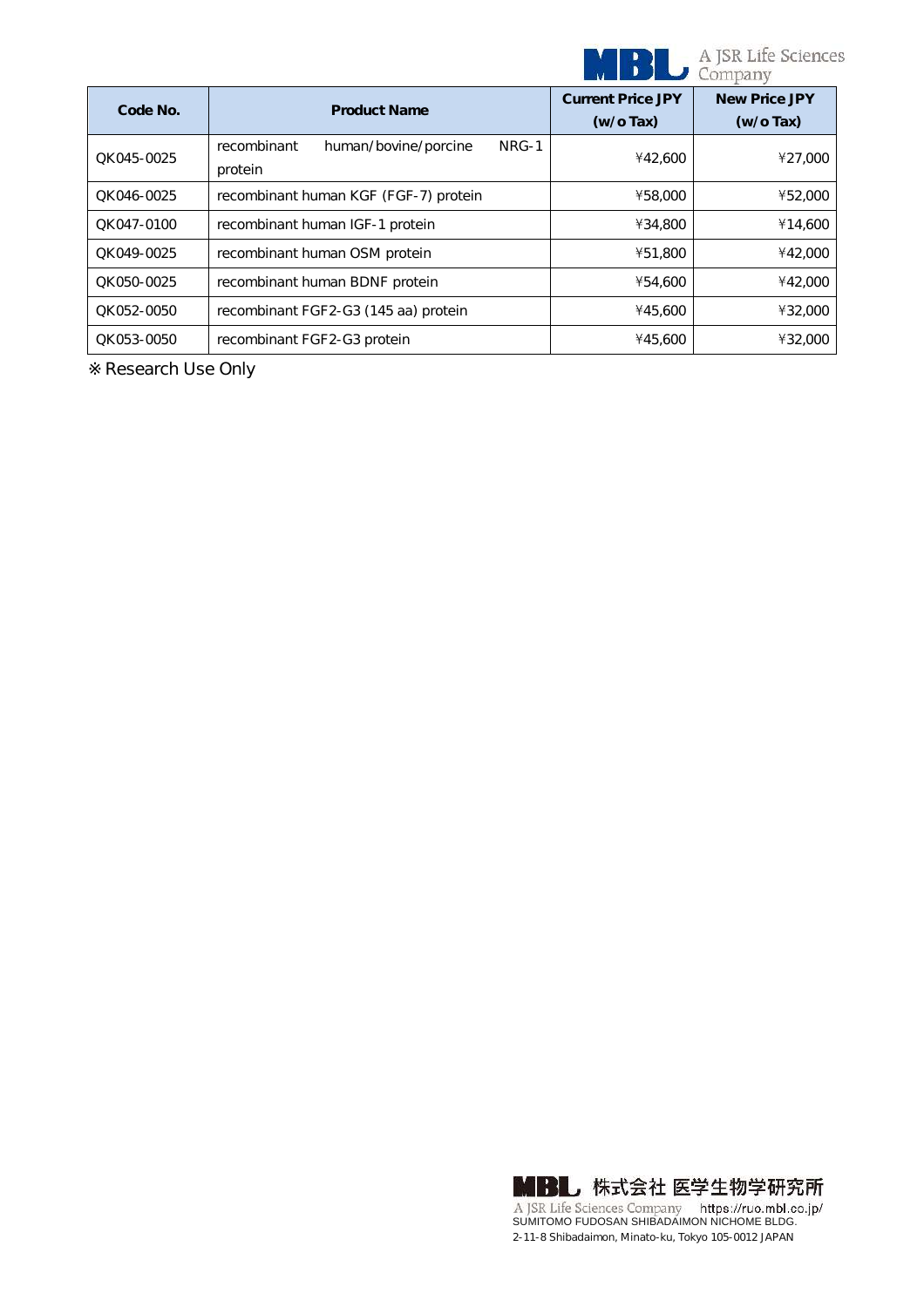| Code No. | Product Name | Current Price JPY (w/o Tax) | New Price JPY (w/o Tax) |
|---|---|---|---|
| QK045-0025 | recombinant human/bovine/porcine NRG-1 protein | ¥42,600 | ¥27,000 |
| QK046-0025 | recombinant human KGF (FGF-7) protein | ¥58,000 | ¥52,000 |
| QK047-0100 | recombinant human IGF-1 protein | ¥34,800 | ¥14,600 |
| QK049-0025 | recombinant human OSM protein | ¥51,800 | ¥42,000 |
| QK050-0025 | recombinant human BDNF protein | ¥54,600 | ¥42,000 |
| QK052-0050 | recombinant FGF2-G3 (145 aa) protein | ¥45,600 | ¥32,000 |
| QK053-0050 | recombinant FGF2-G3 protein | ¥45,600 | ¥32,000 |

※ Research Use Only

MBL 株式会社 医学生物学研究所
A JSR Life Sciences Company https://ruo.mbl.co.jp/
SUMITOMO FUDOSAN SHIBADAIMON NICHOME BLDG.
2-11-8 Shibadaimon, Minato-ku, Tokyo 105-0012 JAPAN